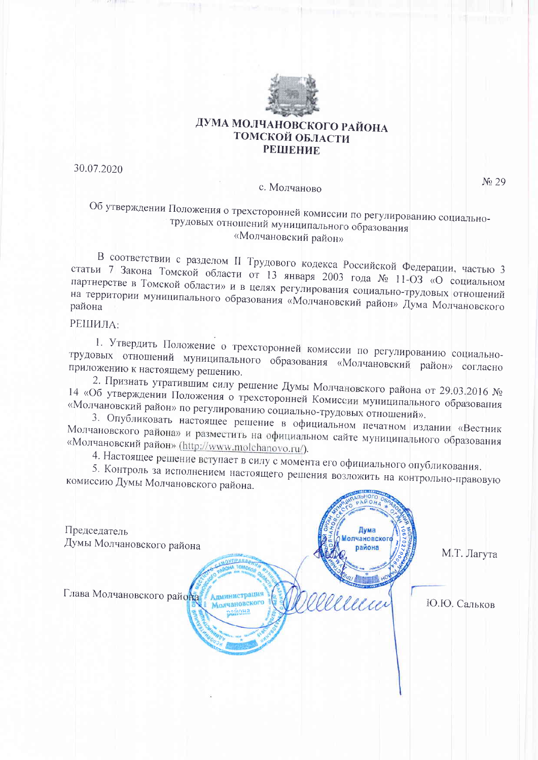# ДУМА МОЛЧАНОВСКОГО РАЙОНА ТОМСКОЙ ОБЛАСТИ

## РЕШЕНИЕ

30.07.2020 № 29

с. Молчаново

**Об утверждении Положения о трехсторонней комиссии по регулированию социально-трудовых отношений муниципального образования «Молчановский район»**

В соответствии с разделом II Трудового кодекса Российской Федерации, частью 3 статьи 7 Закона Томской области от 13 января 2003 года № 11-ОЗ «О социальном партнерстве в Томской области» и в целях регулирования социально-трудовых отношений на территории муниципального образования «Молчановский район» Дума Молчановского района

РЕШИЛА:

1. Утвердить Положение о трехсторонней комиссии по регулированию социально-трудовых отношений муниципального образования «Молчановский район» согласно приложению к настоящему решению.
2. Признать утратившим силу решение Думы Молчановского района от 29.03.2016 № 14 «Об утверждении Положения о трехсторонней Комиссии муниципального образования «Молчановский район» по регулированию социально-трудовых отношений».
3. Опубликовать настоящее решение в официальном печатном издании «Вестник Молчановского района» и разместить на официальном сайте муниципального образования «Молчановский район» (http://www.molchanovo.ru/).
4. Настоящее решение вступает в силу с момента его официального опубликования.
5. Контроль за исполнением настоящего решения возложить на контрольно-правовую комиссию Думы Молчановского района.

Председатель Думы Молчановского района М.Т. Лагута

Глава Молчановского района Ю.Ю. Сальков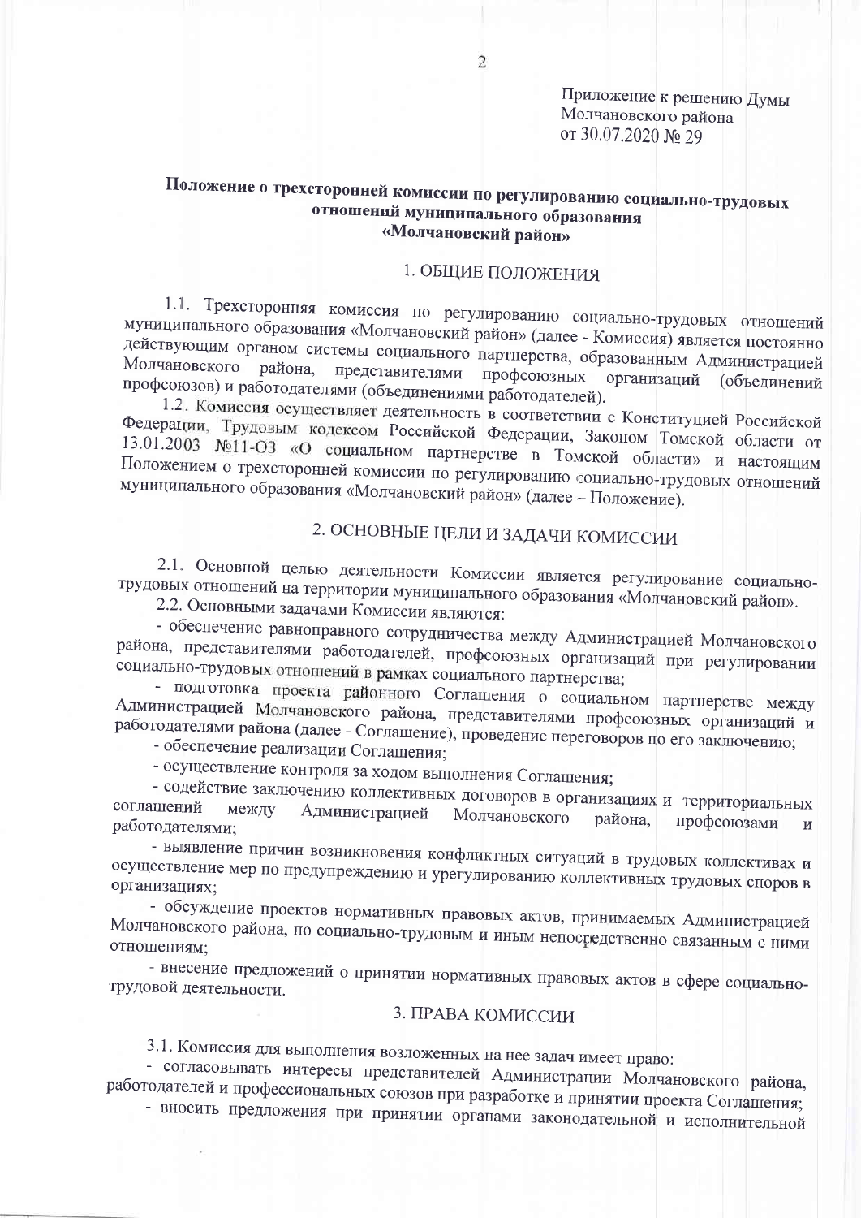Приложение к решению Думы Молчановского района от 30.07.2020 № 29

## Положение о трехсторонней комиссии по регулированию социально-трудовых отношений муниципального образования «Молчановский район»

### 1. ОБЩИЕ ПОЛОЖЕНИЯ

1.1. Трехсторонняя комиссия по регулированию социально-трудовых отношений муниципального образования «Молчановский район» (далее - Комиссия) является постоянно действующим органом системы социального партнерства, образованным Администрацией Молчановского района, представителями профсоюзных организаций (объединений профсоюзов) и работодателями (объединениями работодателей).

1.2. Комиссия осуществляет деятельность в соответствии с Конституцией Российской Федерации, Трудовым кодексом Российской Федерации, Законом Томской области от 13.01.2003 №11-ОЗ «О социальном партнерстве в Томской области» и настоящим Положением о трехсторонней комиссии по регулированию социально-трудовых отношений муниципального образования «Молчановский район» (далее – Положение).

### 2. ОСНОВНЫЕ ЦЕЛИ И ЗАДАЧИ КОМИССИИ

2.1. Основной целью деятельности Комиссии является регулирование социально-трудовых отношений на территории муниципального образования «Молчановский район».

2.2. Основными задачами Комиссии являются:

- обеспечение равноправного сотрудничества между Администрацией Молчановского района, представителями работодателей, профсоюзных организаций при регулировании социально-трудовых отношений в рамках социального партнерства;
- подготовка проекта районного Соглашения о социальном партнерстве между Администрацией Молчановского района, представителями профсоюзных организаций и работодателями района (далее - Соглашение), проведение переговоров по его заключению;
- обеспечение реализации Соглашения;
- осуществление контроля за ходом выполнения Соглашения;
- содействие заключению коллективных договоров в организациях и территориальных соглашений между Администрацией Молчановского района, профсоюзами и работодателями;
- выявление причин возникновения конфликтных ситуаций в трудовых коллективах и осуществление мер по предупреждению и урегулированию коллективных трудовых споров в организациях;
- обсуждение проектов нормативных правовых актов, принимаемых Администрацией Молчановского района, по социально-трудовым и иным непосредственно связанным с ними отношениям;
- внесение предложений о принятии нормативных правовых актов в сфере социально-трудовой деятельности.

### 3. ПРАВА КОМИССИИ

3.1. Комиссия для выполнения возложенных на нее задач имеет право:

- согласовывать интересы представителей Администрации Молчановского района, работодателей и профессиональных союзов при разработке и принятии проекта Соглашения;
- вносить предложения при принятии органами законодательной и исполнительной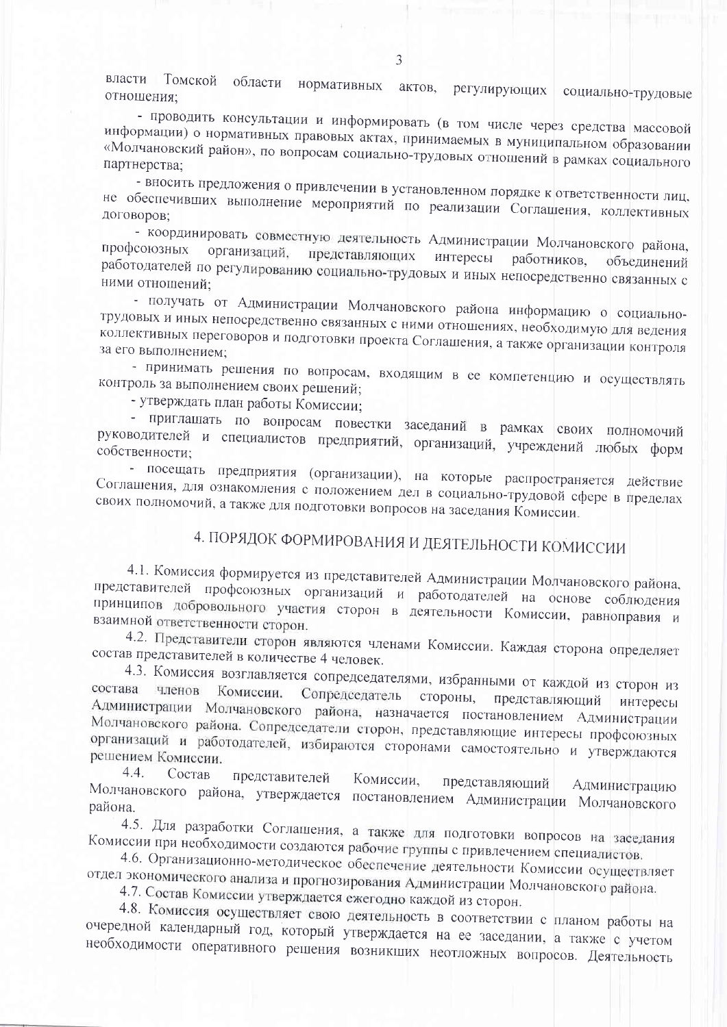власти Томской области нормативных актов, регулирующих социально-трудовые отношения;

- проводить консультации и информировать (в том числе через средства массовой информации) о нормативных правовых актах, принимаемых в муниципальном образовании «Молчановский район», по вопросам социально-трудовых отношений в рамках социального партнерства;

- вносить предложения о привлечении в установленном порядке к ответственности лиц, не обеспечивших выполнение мероприятий по реализации Соглашения, коллективных договоров;

- координировать совместную деятельность Администрации Молчановского района, профсоюзных организаций, представляющих интересы работников, объединений работодателей по регулированию социально-трудовых и иных непосредственно связанных с ними отношений;

- получать от Администрации Молчановского района информацию о социально-трудовых и иных непосредственно связанных с ними отношениях, необходимую для ведения коллективных переговоров и подготовки проекта Соглашения, а также организации контроля за его выполнением;

- принимать решения по вопросам, входящим в ее компетенцию и осуществлять контроль за выполнением своих решений;

- утверждать план работы Комиссии;

- приглашать по вопросам повестки заседаний в рамках своих полномочий руководителей и специалистов предприятий, организаций, учреждений любых форм собственности;

- посещать предприятия (организации), на которые распространяется действие Соглашения, для ознакомления с положением дел в социально-трудовой сфере в пределах своих полномочий, а также для подготовки вопросов на заседания Комиссии.

## 4. ПОРЯДОК ФОРМИРОВАНИЯ И ДЕЯТЕЛЬНОСТИ КОМИССИИ

4.1. Комиссия формируется из представителей Администрации Молчановского района, представителей профсоюзных организаций и работодателей на основе соблюдения принципов добровольного участия сторон в деятельности Комиссии, равноправия и взаимной ответственности сторон.

4.2. Представители сторон являются членами Комиссии. Каждая сторона определяет состав представителей в количестве 4 человек.

4.3. Комиссия возглавляется сопредседателями, избранными от каждой из сторон из состава членов Комиссии. Сопредседатель стороны, представляющий интересы Администрации Молчановского района, назначается постановлением Администрации Молчановского района. Сопредседатели сторон, представляющие интересы профсоюзных организаций и работодателей, избираются сторонами самостоятельно и утверждаются решением Комиссии.

4.4. Состав представителей Комиссии, представляющий Администрацию Молчановского района, утверждается постановлением Администрации Молчановского района.

4.5. Для разработки Соглашения, а также для подготовки вопросов на заседания Комиссии при необходимости создаются рабочие группы с привлечением специалистов.

4.6. Организационно-методическое обеспечение деятельности Комиссии осуществляет отдел экономического анализа и прогнозирования Администрации Молчановского района.

4.7. Состав Комиссии утверждается ежегодно каждой из сторон.

4.8. Комиссия осуществляет свою деятельность в соответствии с планом работы на очередной календарный год, который утверждается на ее заседании, а также с учетом необходимости оперативного решения возникших неотложных вопросов. Деятельность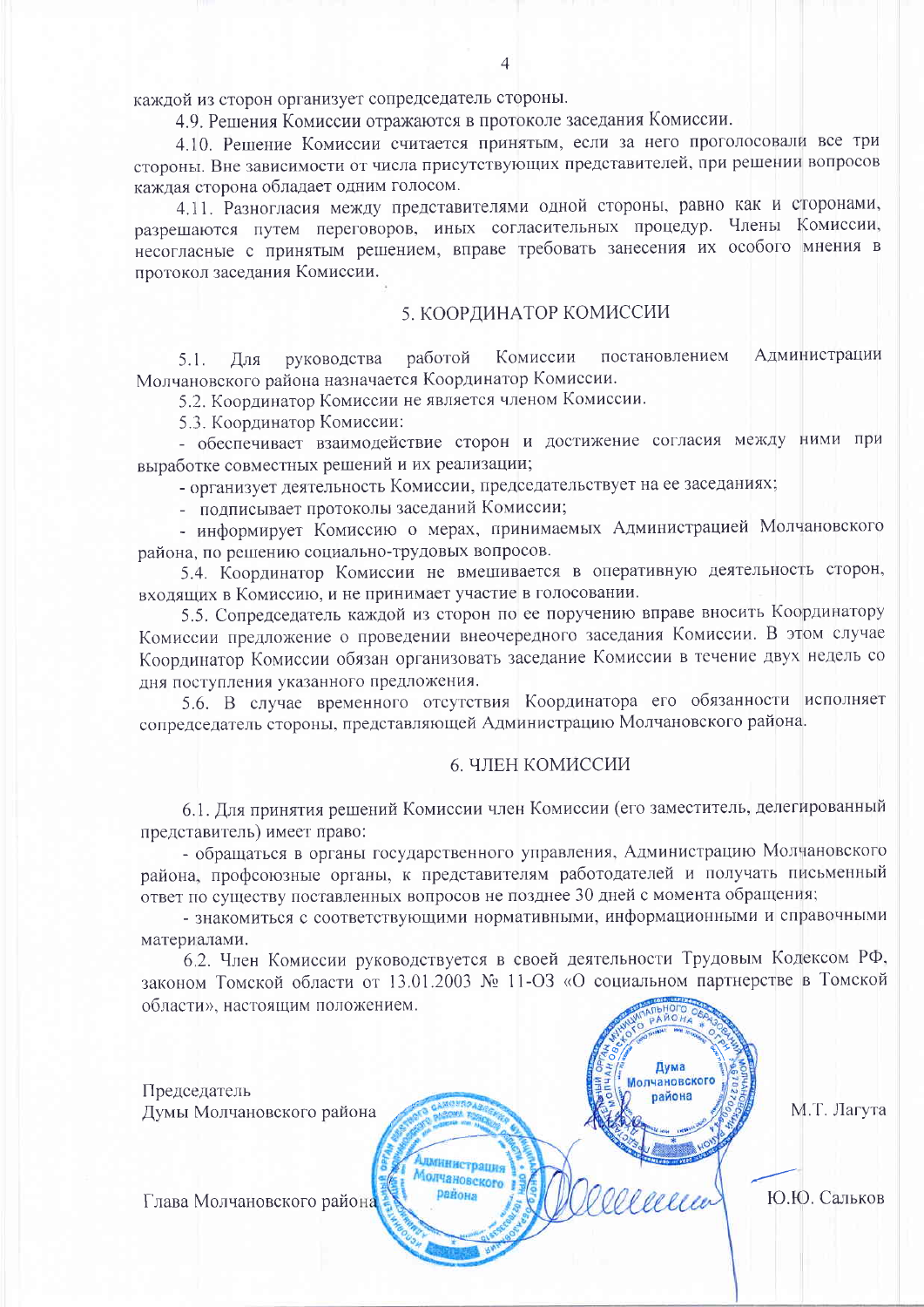каждой из сторон организует сопредседатель стороны.

4.9. Решения Комиссии отражаются в протоколе заседания Комиссии.

4.10. Решение Комиссии считается принятым, если за него проголосовали все три стороны. Вне зависимости от числа присутствующих представителей, при решении вопросов каждая сторона обладает одним голосом.

4.11. Разногласия между представителями одной стороны, равно как и сторонами, разрешаются путем переговоров, иных согласительных процедур. Члены Комиссии, несогласные с принятым решением, вправе требовать занесения их особого мнения в протокол заседания Комиссии.

## 5. КООРДИНАТОР КОМИССИИ

5.1. Для руководства работой Комиссии постановлением Администрации Молчановского района назначается Координатор Комиссии.

5.2. Координатор Комиссии не является членом Комиссии.

5.3. Координатор Комиссии:

- обеспечивает взаимодействие сторон и достижение согласия между ними при выработке совместных решений и их реализации;
- организует деятельность Комиссии, председательствует на ее заседаниях;
- подписывает протоколы заседаний Комиссии;
- информирует Комиссию о мерах, принимаемых Администрацией Молчановского района, по решению социально-трудовых вопросов.

5.4. Координатор Комиссии не вмешивается в оперативную деятельность сторон, входящих в Комиссию, и не принимает участие в голосовании.

5.5. Сопредседатель каждой из сторон по ее поручению вправе вносить Координатору Комиссии предложение о проведении внеочередного заседания Комиссии. В этом случае Координатор Комиссии обязан организовать заседание Комиссии в течение двух недель со дня поступления указанного предложения.

5.6. В случае временного отсутствия Координатора его обязанности исполняет сопредседатель стороны, представляющей Администрацию Молчановского района.

## 6. ЧЛЕН КОМИССИИ

6.1. Для принятия решений Комиссии член Комиссии (его заместитель, делегированный представитель) имеет право:

- обращаться в органы государственного управления, Администрацию Молчановского района, профсоюзные органы, к представителям работодателей и получать письменный ответ по существу поставленных вопросов не позднее 30 дней с момента обращения;
- знакомиться с соответствующими нормативными, информационными и справочными материалами.

6.2. Член Комиссии руководствуется в своей деятельности Трудовым Кодексом РФ, законом Томской области от 13.01.2003 № 11-ОЗ «О социальном партнерстве в Томской области», настоящим положением.

Председатель
Думы Молчановского района М.Т. Лагута

Глава Молчановского района Ю.Ю. Сальков